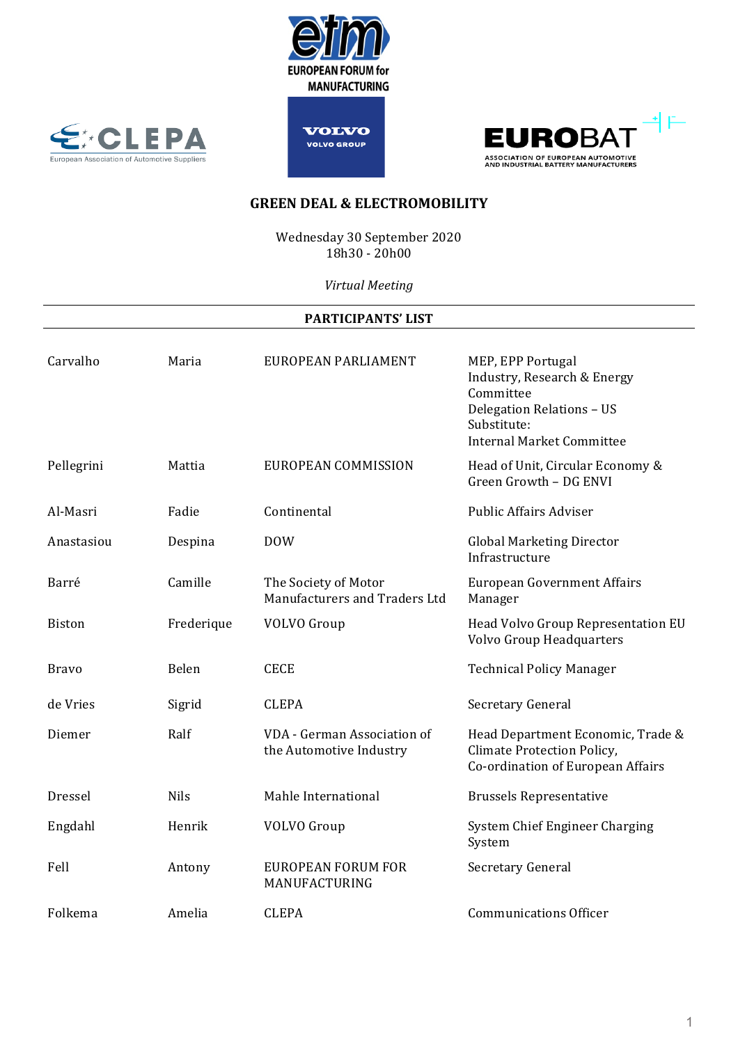# GREEN DEAL & ELECTROMOBILITY

Wednesday 30 September 2020
18h30 - 20h00

*Virtual Meeting*

## PARTICIPANTS' LIST

| | | | |
|---|---|---|---|
| Carvalho | Maria | EUROPEAN PARLIAMENT | MEP, EPP Portugal<br>Industry, Research & Energy Committee<br>Delegation Relations – US<br>Substitute:<br>Internal Market Committee |
| Pellegrini | Mattia | EUROPEAN COMMISSION | Head of Unit, Circular Economy & Green Growth – DG ENVI |
| Al-Masri | Fadie | Continental | Public Affairs Adviser |
| Anastasiou | Despina | DOW | Global Marketing Director Infrastructure |
| Barré | Camille | The Society of Motor Manufacturers and Traders Ltd | European Government Affairs Manager |
| Biston | Frederique | VOLVO Group | Head Volvo Group Representation EU<br>Volvo Group Headquarters |
| Bravo | Belen | CECE | Technical Policy Manager |
| de Vries | Sigrid | CLEPA | Secretary General |
| Diemer | Ralf | VDA - German Association of the Automotive Industry | Head Department Economic, Trade & Climate Protection Policy,<br>Co-ordination of European Affairs |
| Dressel | Nils | Mahle International | Brussels Representative |
| Engdahl | Henrik | VOLVO Group | System Chief Engineer Charging System |
| Fell | Antony | EUROPEAN FORUM FOR MANUFACTURING | Secretary General |
| Folkema | Amelia | CLEPA | Communications Officer |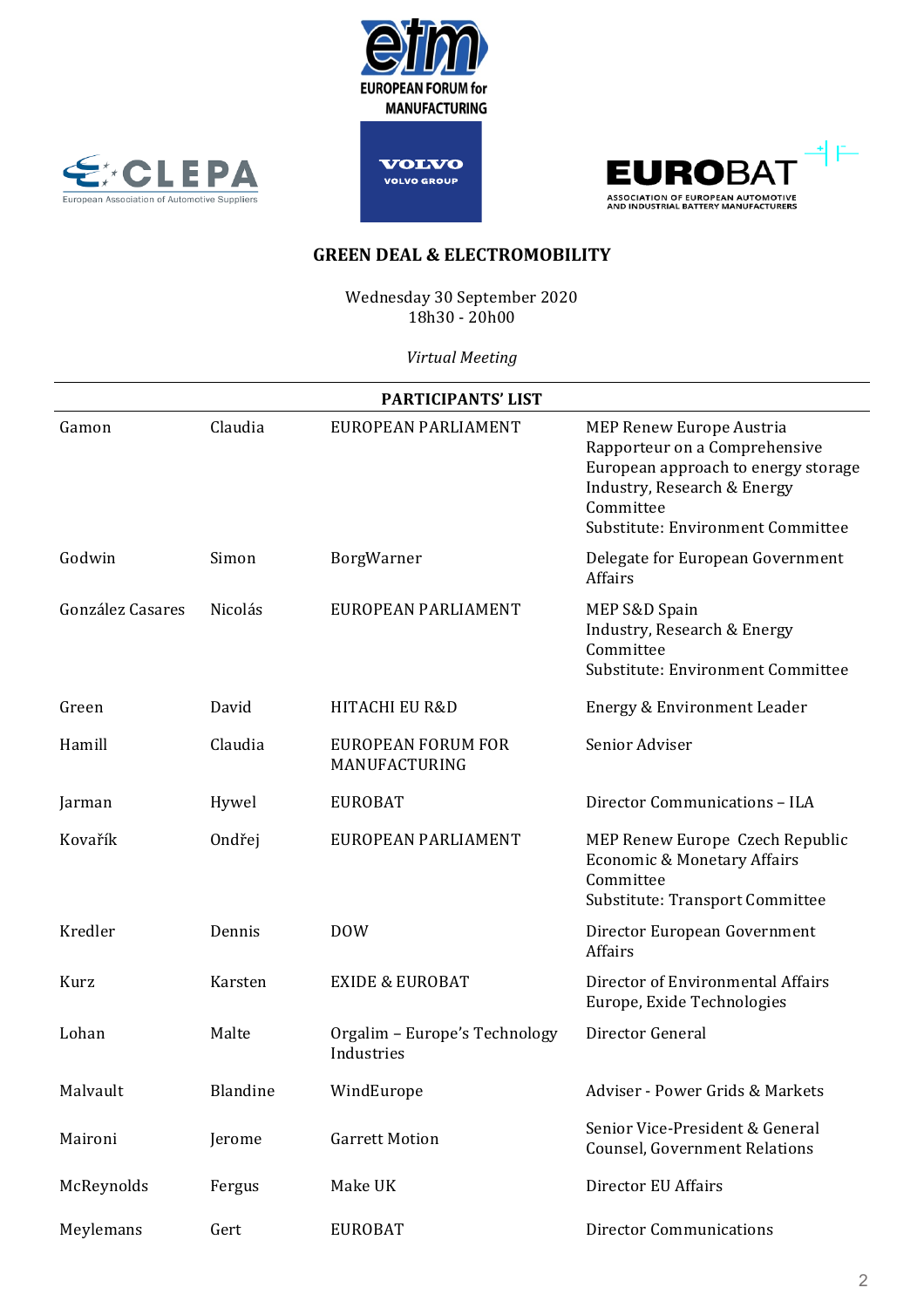## GREEN DEAL & ELECTROMOBILITY

Wednesday 30 September 2020
18h30 - 20h00

*Virtual Meeting*

| PARTICIPANTS' LIST | | | |
|---|---|---|---|
| Gamon | Claudia | EUROPEAN PARLIAMENT | MEP Renew Europe Austria<br>Rapporteur on a Comprehensive European approach to energy storage<br>Industry, Research & Energy Committee<br>Substitute: Environment Committee |
| Godwin | Simon | BorgWarner | Delegate for European Government Affairs |
| González Casares | Nicolás | EUROPEAN PARLIAMENT | MEP S&D Spain<br>Industry, Research & Energy Committee<br>Substitute: Environment Committee |
| Green | David | HITACHI EU R&D | Energy & Environment Leader |
| Hamill | Claudia | EUROPEAN FORUM FOR MANUFACTURING | Senior Adviser |
| Jarman | Hywel | EUROBAT | Director Communications – ILA |
| Kovařík | Ondřej | EUROPEAN PARLIAMENT | MEP Renew Europe Czech Republic<br>Economic & Monetary Affairs Committee<br>Substitute: Transport Committee |
| Kredler | Dennis | DOW | Director European Government Affairs |
| Kurz | Karsten | EXIDE & EUROBAT | Director of Environmental Affairs Europe, Exide Technologies |
| Lohan | Malte | Orgalim – Europe's Technology Industries | Director General |
| Malvault | Blandine | WindEurope | Adviser - Power Grids & Markets |
| Maironi | Jerome | Garrett Motion | Senior Vice-President & General Counsel, Government Relations |
| McReynolds | Fergus | Make UK | Director EU Affairs |
| Meylemans | Gert | EUROBAT | Director Communications |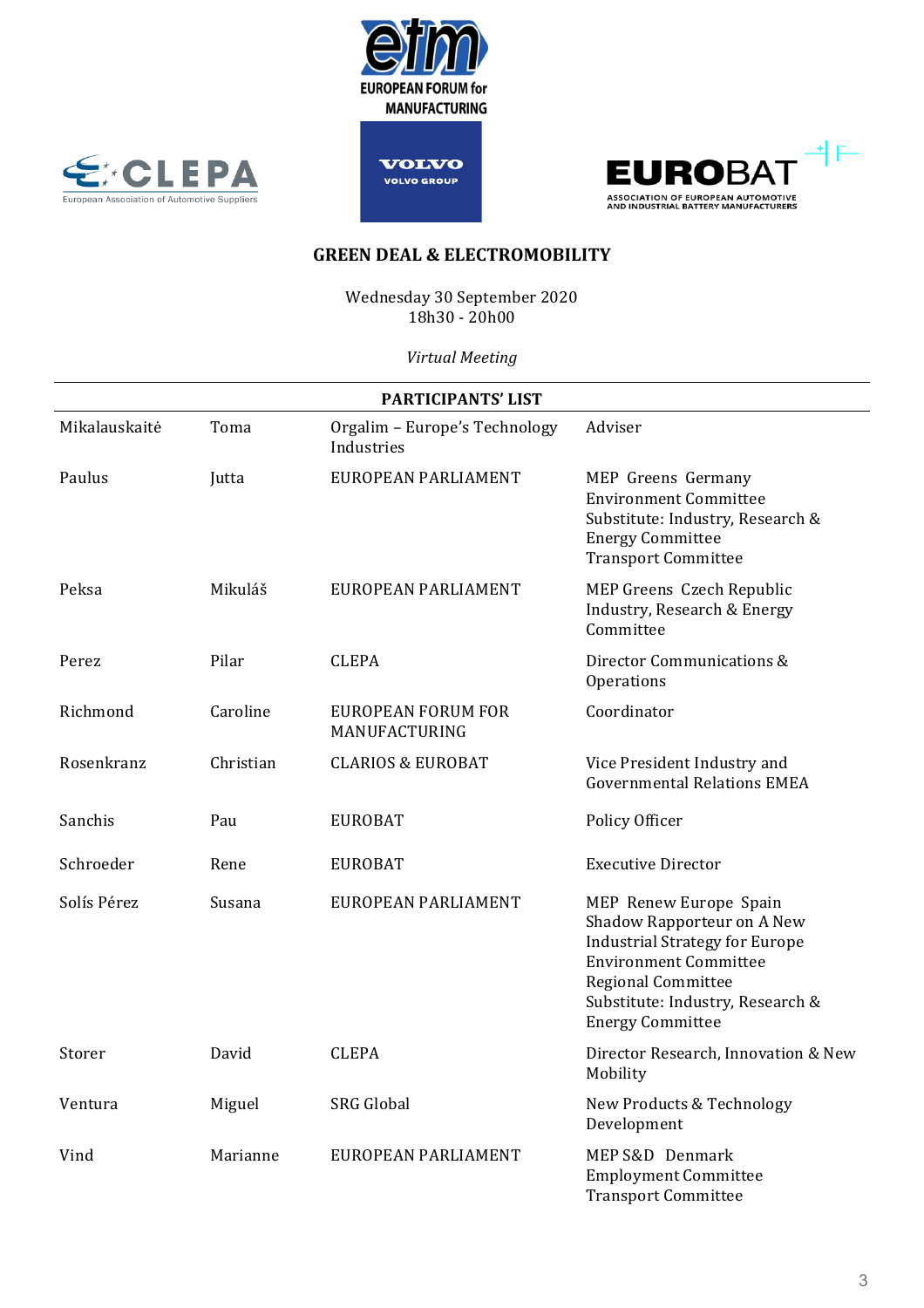## GREEN DEAL & ELECTROMOBILITY

Wednesday 30 September 2020
18h30 - 20h00

*Virtual Meeting*

| PARTICIPANTS' LIST | | | |
|---|---|---|---|
| Mikalauskaitė | Toma | Orgalim – Europe's Technology Industries | Adviser |
| Paulus | Jutta | EUROPEAN PARLIAMENT | MEP Greens Germany<br>Environment Committee<br>Substitute: Industry, Research & Energy Committee<br>Transport Committee |
| Peksa | Mikuláš | EUROPEAN PARLIAMENT | MEP Greens Czech Republic<br>Industry, Research & Energy Committee |
| Perez | Pilar | CLEPA | Director Communications & Operations |
| Richmond | Caroline | EUROPEAN FORUM FOR MANUFACTURING | Coordinator |
| Rosenkranz | Christian | CLARIOS & EUROBAT | Vice President Industry and Governmental Relations EMEA |
| Sanchis | Pau | EUROBAT | Policy Officer |
| Schroeder | Rene | EUROBAT | Executive Director |
| Solís Pérez | Susana | EUROPEAN PARLIAMENT | MEP Renew Europe Spain<br>Shadow Rapporteur on A New Industrial Strategy for Europe<br>Environment Committee<br>Regional Committee<br>Substitute: Industry, Research & Energy Committee |
| Storer | David | CLEPA | Director Research, Innovation & New Mobility |
| Ventura | Miguel | SRG Global | New Products & Technology Development |
| Vind | Marianne | EUROPEAN PARLIAMENT | MEP S&D Denmark<br>Employment Committee<br>Transport Committee |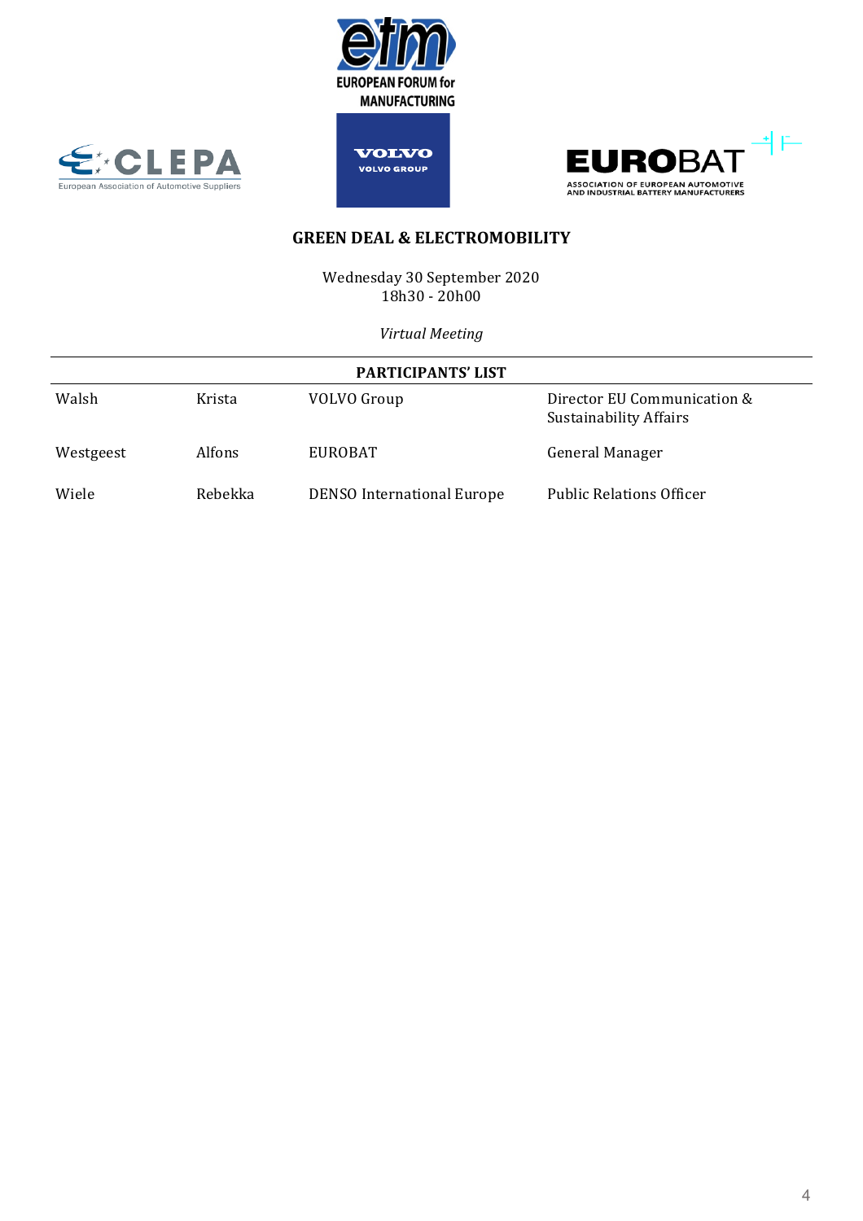## GREEN DEAL & ELECTROMOBILITY

Wednesday 30 September 2020
18h30 - 20h00

*Virtual Meeting*

**PARTICIPANTS' LIST**

| | | | |
|---|---|---|---|
| Walsh | Krista | VOLVO Group | Director EU Communication & Sustainability Affairs |
| Westgeest | Alfons | EUROBAT | General Manager |
| Wiele | Rebekka | DENSO International Europe | Public Relations Officer |